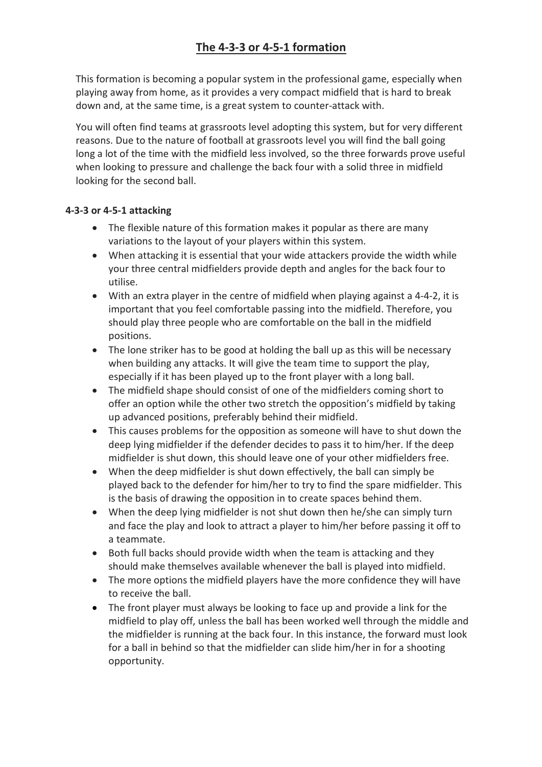# The 4-3-3 or 4-5-1 formation

This formation is becoming a popular system in the professional game, especially when playing away from home, as it provides a very compact midfield that is hard to break down and, at the same time, is a great system to counter-attack with.

You will often find teams at grassroots level adopting this system, but for very different reasons. Due to the nature of football at grassroots level you will find the ball going long a lot of the time with the midfield less involved, so the three forwards prove useful when looking to pressure and challenge the back four with a solid three in midfield looking for the second ball.

**4-3-3 or 4-5-1 attacking**

- The flexible nature of this formation makes it popular as there are many variations to the layout of your players within this system.
- When attacking it is essential that your wide attackers provide the width while your three central midfielders provide depth and angles for the back four to utilise.
- With an extra player in the centre of midfield when playing against a 4-4-2, it is important that you feel comfortable passing into the midfield. Therefore, you should play three people who are comfortable on the ball in the midfield positions.
- The lone striker has to be good at holding the ball up as this will be necessary when building any attacks. It will give the team time to support the play, especially if it has been played up to the front player with a long ball.
- The midfield shape should consist of one of the midfielders coming short to offer an option while the other two stretch the opposition's midfield by taking up advanced positions, preferably behind their midfield.
- This causes problems for the opposition as someone will have to shut down the deep lying midfielder if the defender decides to pass it to him/her. If the deep midfielder is shut down, this should leave one of your other midfielders free.
- When the deep midfielder is shut down effectively, the ball can simply be played back to the defender for him/her to try to find the spare midfielder. This is the basis of drawing the opposition in to create spaces behind them.
- When the deep lying midfielder is not shut down then he/she can simply turn and face the play and look to attract a player to him/her before passing it off to a teammate.
- Both full backs should provide width when the team is attacking and they should make themselves available whenever the ball is played into midfield.
- The more options the midfield players have the more confidence they will have to receive the ball.
- The front player must always be looking to face up and provide a link for the midfield to play off, unless the ball has been worked well through the middle and the midfielder is running at the back four. In this instance, the forward must look for a ball in behind so that the midfielder can slide him/her in for a shooting opportunity.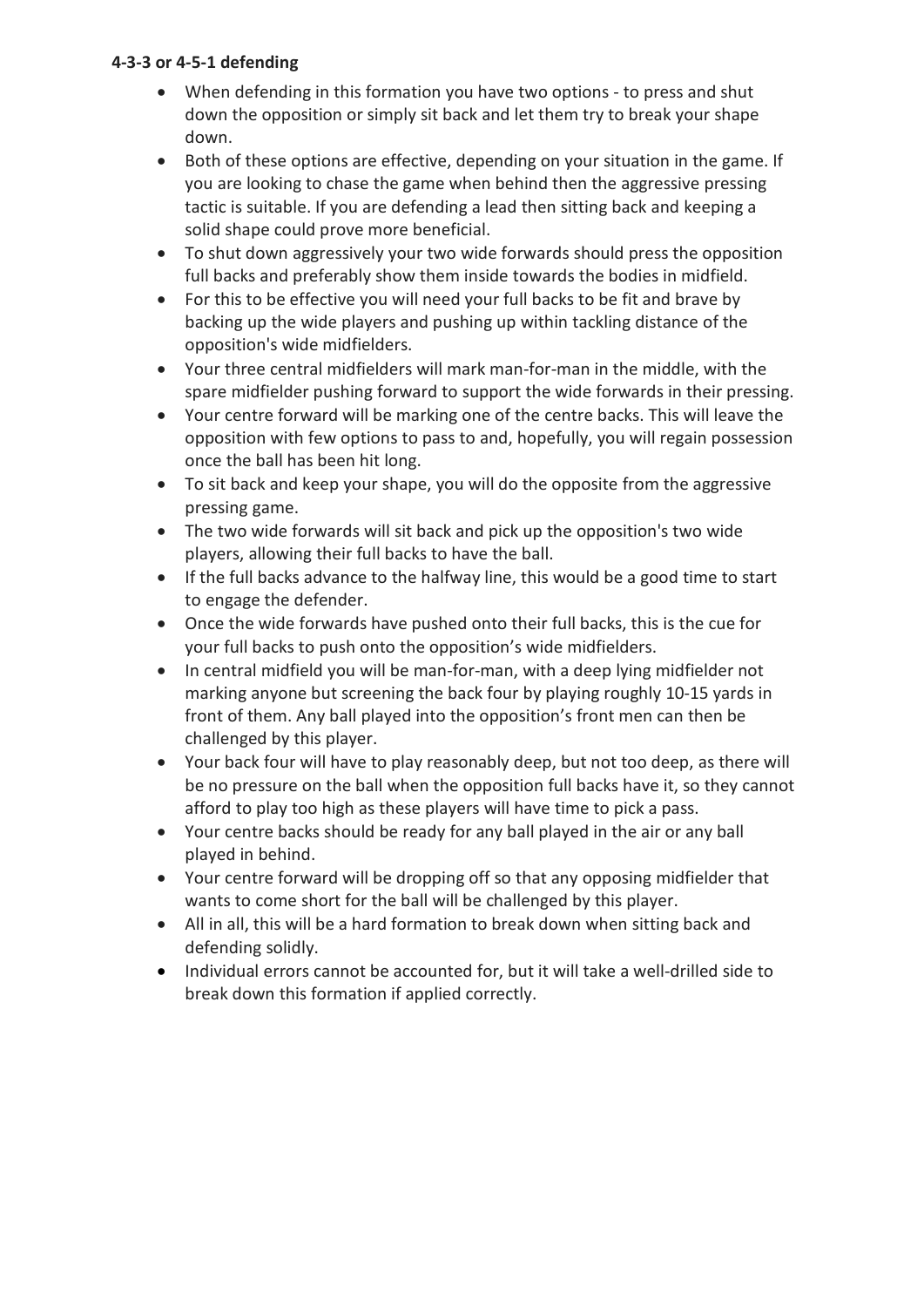**4-3-3 or 4-5-1 defending**

- When defending in this formation you have two options - to press and shut down the opposition or simply sit back and let them try to break your shape down.
- Both of these options are effective, depending on your situation in the game. If you are looking to chase the game when behind then the aggressive pressing tactic is suitable. If you are defending a lead then sitting back and keeping a solid shape could prove more beneficial.
- To shut down aggressively your two wide forwards should press the opposition full backs and preferably show them inside towards the bodies in midfield.
- For this to be effective you will need your full backs to be fit and brave by backing up the wide players and pushing up within tackling distance of the opposition's wide midfielders.
- Your three central midfielders will mark man-for-man in the middle, with the spare midfielder pushing forward to support the wide forwards in their pressing.
- Your centre forward will be marking one of the centre backs. This will leave the opposition with few options to pass to and, hopefully, you will regain possession once the ball has been hit long.
- To sit back and keep your shape, you will do the opposite from the aggressive pressing game.
- The two wide forwards will sit back and pick up the opposition's two wide players, allowing their full backs to have the ball.
- If the full backs advance to the halfway line, this would be a good time to start to engage the defender.
- Once the wide forwards have pushed onto their full backs, this is the cue for your full backs to push onto the opposition's wide midfielders.
- In central midfield you will be man-for-man, with a deep lying midfielder not marking anyone but screening the back four by playing roughly 10-15 yards in front of them. Any ball played into the opposition's front men can then be challenged by this player.
- Your back four will have to play reasonably deep, but not too deep, as there will be no pressure on the ball when the opposition full backs have it, so they cannot afford to play too high as these players will have time to pick a pass.
- Your centre backs should be ready for any ball played in the air or any ball played in behind.
- Your centre forward will be dropping off so that any opposing midfielder that wants to come short for the ball will be challenged by this player.
- All in all, this will be a hard formation to break down when sitting back and defending solidly.
- Individual errors cannot be accounted for, but it will take a well-drilled side to break down this formation if applied correctly.